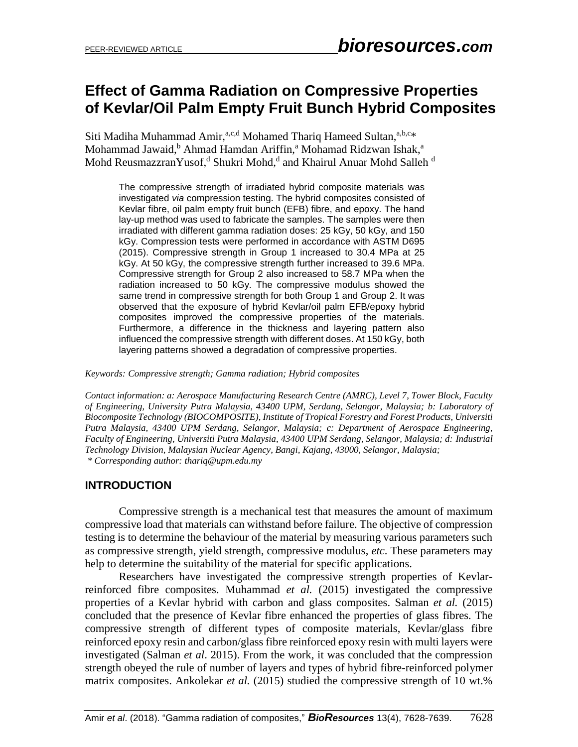# Effect of Gamma Radiation on Compressive Properties of Kevlar/Oil Palm Empty Fruit Bunch Hybrid Composites

Siti Madiha Muhammad Amir,[a,c,d] Mohamed Thariq Hameed Sultan,[a,b,c]* Mohammad Jawaid,[b] Ahmad Hamdan Ariffin,[a] Mohamad Ridzwan Ishak,[a] Mohd ReusmazzranYusof,[d] Shukri Mohd,[d] and Khairul Anuar Mohd Salleh [d]

The compressive strength of irradiated hybrid composite materials was investigated *via* compression testing. The hybrid composites consisted of Kevlar fibre, oil palm empty fruit bunch (EFB) fibre, and epoxy. The hand lay-up method was used to fabricate the samples. The samples were then irradiated with different gamma radiation doses: 25 kGy, 50 kGy, and 150 kGy. Compression tests were performed in accordance with ASTM D695 (2015). Compressive strength in Group 1 increased to 30.4 MPa at 25 kGy. At 50 kGy, the compressive strength further increased to 39.6 MPa. Compressive strength for Group 2 also increased to 58.7 MPa when the radiation increased to 50 kGy. The compressive modulus showed the same trend in compressive strength for both Group 1 and Group 2. It was observed that the exposure of hybrid Kevlar/oil palm EFB/epoxy hybrid composites improved the compressive properties of the materials. Furthermore, a difference in the thickness and layering pattern also influenced the compressive strength with different doses. At 150 kGy, both layering patterns showed a degradation of compressive properties.

*Keywords: Compressive strength; Gamma radiation; Hybrid composites*

*Contact information: a: Aerospace Manufacturing Research Centre (AMRC), Level 7, Tower Block, Faculty of Engineering, University Putra Malaysia, 43400 UPM, Serdang, Selangor, Malaysia; b: Laboratory of Biocomposite Technology (BIOCOMPOSITE), Institute of Tropical Forestry and Forest Products, Universiti Putra Malaysia, 43400 UPM Serdang, Selangor, Malaysia; c: Department of Aerospace Engineering, Faculty of Engineering, Universiti Putra Malaysia, 43400 UPM Serdang, Selangor, Malaysia; d: Industrial Technology Division, Malaysian Nuclear Agency, Bangi, Kajang, 43000, Selangor, Malaysia;*
*\* Corresponding author: thariq@upm.edu.my*

## INTRODUCTION

Compressive strength is a mechanical test that measures the amount of maximum compressive load that materials can withstand before failure. The objective of compression testing is to determine the behaviour of the material by measuring various parameters such as compressive strength, yield strength, compressive modulus, *etc.* These parameters may help to determine the suitability of the material for specific applications.

Researchers have investigated the compressive strength properties of Kevlar-reinforced fibre composites. Muhammad *et al.* (2015) investigated the compressive properties of a Kevlar hybrid with carbon and glass composites. Salman *et al.* (2015) concluded that the presence of Kevlar fibre enhanced the properties of glass fibres. The compressive strength of different types of composite materials, Kevlar/glass fibre reinforced epoxy resin and carbon/glass fibre reinforced epoxy resin with multi layers were investigated (Salman *et al*. 2015). From the work, it was concluded that the compression strength obeyed the rule of number of layers and types of hybrid fibre-reinforced polymer matrix composites. Ankolekar *et al.* (2015) studied the compressive strength of 10 wt.%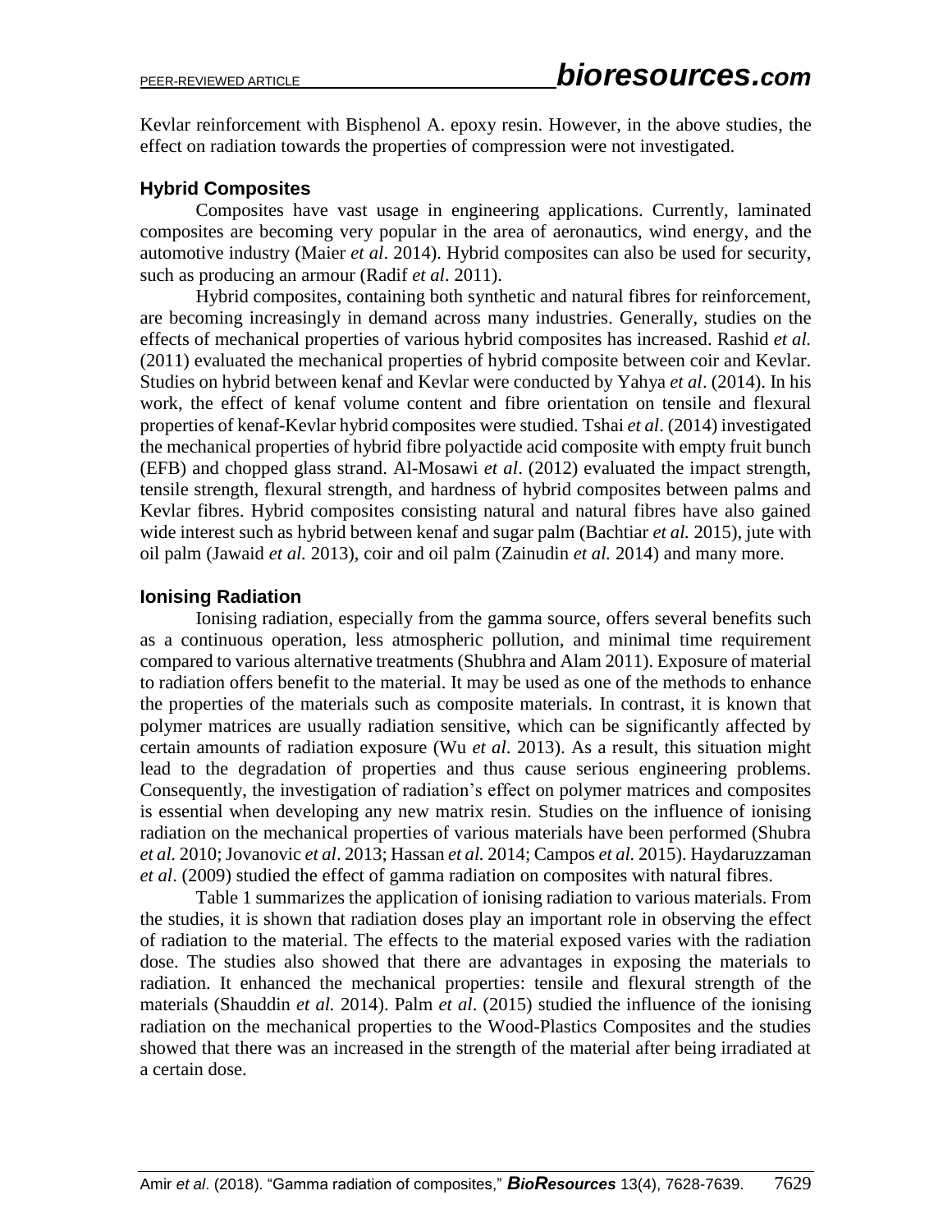Kevlar reinforcement with Bisphenol A. epoxy resin. However, in the above studies, the effect on radiation towards the properties of compression were not investigated.

### Hybrid Composites

Composites have vast usage in engineering applications. Currently, laminated composites are becoming very popular in the area of aeronautics, wind energy, and the automotive industry (Maier *et al*. 2014). Hybrid composites can also be used for security, such as producing an armour (Radif *et al*. 2011).

Hybrid composites, containing both synthetic and natural fibres for reinforcement, are becoming increasingly in demand across many industries. Generally, studies on the effects of mechanical properties of various hybrid composites has increased. Rashid *et al.* (2011) evaluated the mechanical properties of hybrid composite between coir and Kevlar. Studies on hybrid between kenaf and Kevlar were conducted by Yahya *et al*. (2014). In his work, the effect of kenaf volume content and fibre orientation on tensile and flexural properties of kenaf-Kevlar hybrid composites were studied. Tshai *et al*. (2014) investigated the mechanical properties of hybrid fibre polyactide acid composite with empty fruit bunch (EFB) and chopped glass strand. Al-Mosawi *et al*. (2012) evaluated the impact strength, tensile strength, flexural strength, and hardness of hybrid composites between palms and Kevlar fibres. Hybrid composites consisting natural and natural fibres have also gained wide interest such as hybrid between kenaf and sugar palm (Bachtiar *et al.* 2015), jute with oil palm (Jawaid *et al.* 2013), coir and oil palm (Zainudin *et al.* 2014) and many more.

### Ionising Radiation

Ionising radiation, especially from the gamma source, offers several benefits such as a continuous operation, less atmospheric pollution, and minimal time requirement compared to various alternative treatments (Shubhra and Alam 2011). Exposure of material to radiation offers benefit to the material. It may be used as one of the methods to enhance the properties of the materials such as composite materials. In contrast, it is known that polymer matrices are usually radiation sensitive, which can be significantly affected by certain amounts of radiation exposure (Wu *et al.* 2013). As a result, this situation might lead to the degradation of properties and thus cause serious engineering problems. Consequently, the investigation of radiation's effect on polymer matrices and composites is essential when developing any new matrix resin. Studies on the influence of ionising radiation on the mechanical properties of various materials have been performed (Shubra *et al.* 2010; Jovanovic *et al*. 2013; Hassan *et al.* 2014; Campos *et al.* 2015). Haydaruzzaman *et al*. (2009) studied the effect of gamma radiation on composites with natural fibres.

Table 1 summarizes the application of ionising radiation to various materials. From the studies, it is shown that radiation doses play an important role in observing the effect of radiation to the material. The effects to the material exposed varies with the radiation dose. The studies also showed that there are advantages in exposing the materials to radiation. It enhanced the mechanical properties: tensile and flexural strength of the materials (Shauddin *et al.* 2014). Palm *et al*. (2015) studied the influence of the ionising radiation on the mechanical properties to the Wood-Plastics Composites and the studies showed that there was an increased in the strength of the material after being irradiated at a certain dose.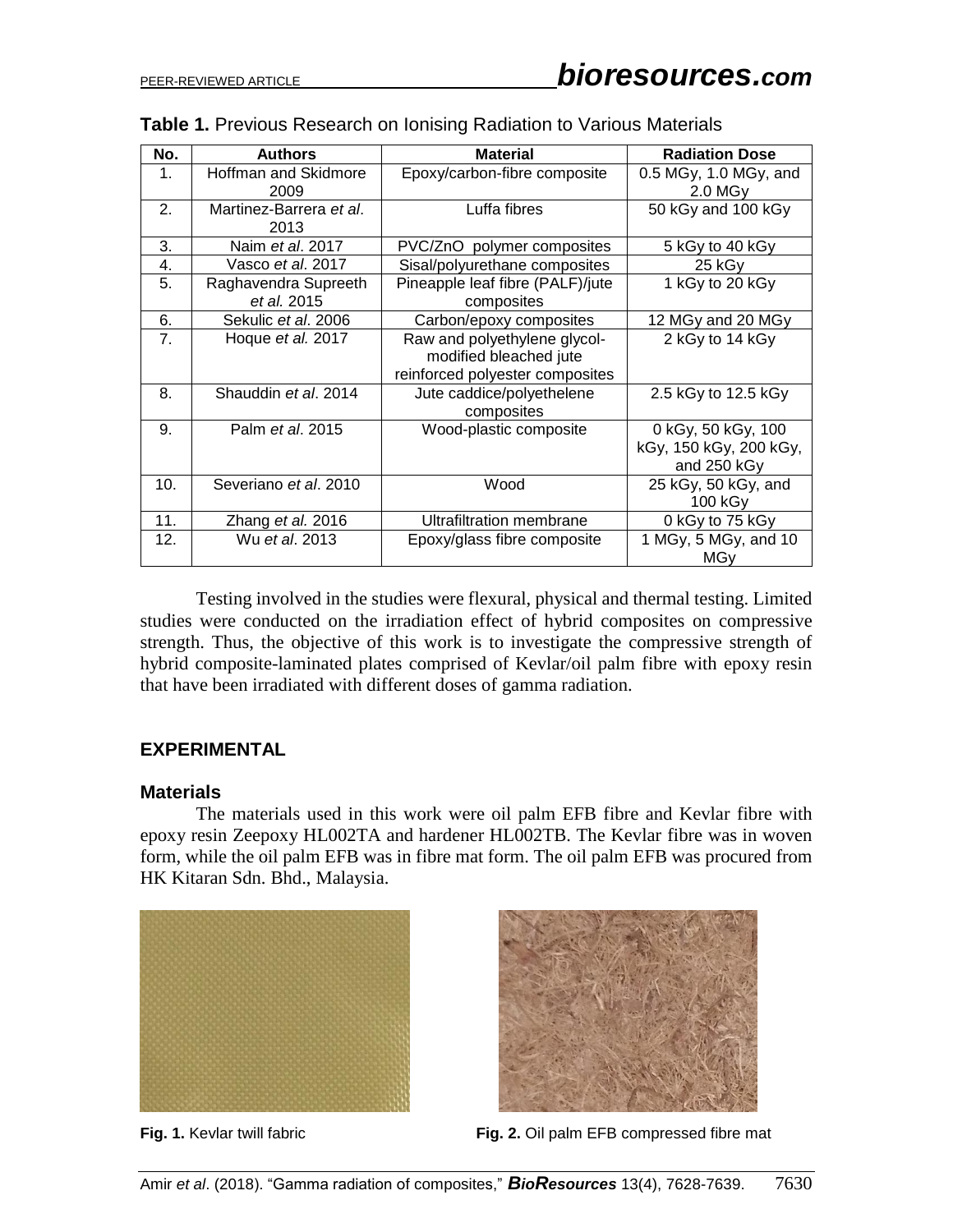**Table 1.** Previous Research on Ionising Radiation to Various Materials

| No. | Authors | Material | Radiation Dose |
|---|---|---|---|
| 1. | Hoffman and Skidmore 2009 | Epoxy/carbon-fibre composite | 0.5 MGy, 1.0 MGy, and 2.0 MGy |
| 2. | Martinez-Barrera *et al*. 2013 | Luffa fibres | 50 kGy and 100 kGy |
| 3. | Naim *et al*. 2017 | PVC/ZnO polymer composites | 5 kGy to 40 kGy |
| 4. | Vasco *et al*. 2017 | Sisal/polyurethane composites | 25 kGy |
| 5. | Raghavendra Supreeth *et al.* 2015 | Pineapple leaf fibre (PALF)/jute composites | 1 kGy to 20 kGy |
| 6. | Sekulic *et al*. 2006 | Carbon/epoxy composites | 12 MGy and 20 MGy |
| 7. | Hoque *et al.* 2017 | Raw and polyethylene glycol-modified bleached jute reinforced polyester composites | 2 kGy to 14 kGy |
| 8. | Shauddin *et al*. 2014 | Jute caddice/polyethelene composites | 2.5 kGy to 12.5 kGy |
| 9. | Palm *et al*. 2015 | Wood-plastic composite | 0 kGy, 50 kGy, 100 kGy, 150 kGy, 200 kGy, and 250 kGy |
| 10. | Severiano *et al*. 2010 | Wood | 25 kGy, 50 kGy, and 100 kGy |
| 11. | Zhang *et al.* 2016 | Ultrafiltration membrane | 0 kGy to 75 kGy |
| 12. | Wu *et al*. 2013 | Epoxy/glass fibre composite | 1 MGy, 5 MGy, and 10 MGy |

Testing involved in the studies were flexural, physical and thermal testing. Limited studies were conducted on the irradiation effect of hybrid composites on compressive strength. Thus, the objective of this work is to investigate the compressive strength of hybrid composite-laminated plates comprised of Kevlar/oil palm fibre with epoxy resin that have been irradiated with different doses of gamma radiation.

## EXPERIMENTAL

### Materials

The materials used in this work were oil palm EFB fibre and Kevlar fibre with epoxy resin Zeepoxy HL002TA and hardener HL002TB. The Kevlar fibre was in woven form, while the oil palm EFB was in fibre mat form. The oil palm EFB was procured from HK Kitaran Sdn. Bhd., Malaysia.

**Fig. 1.** Kevlar twill fabric

**Fig. 2.** Oil palm EFB compressed fibre mat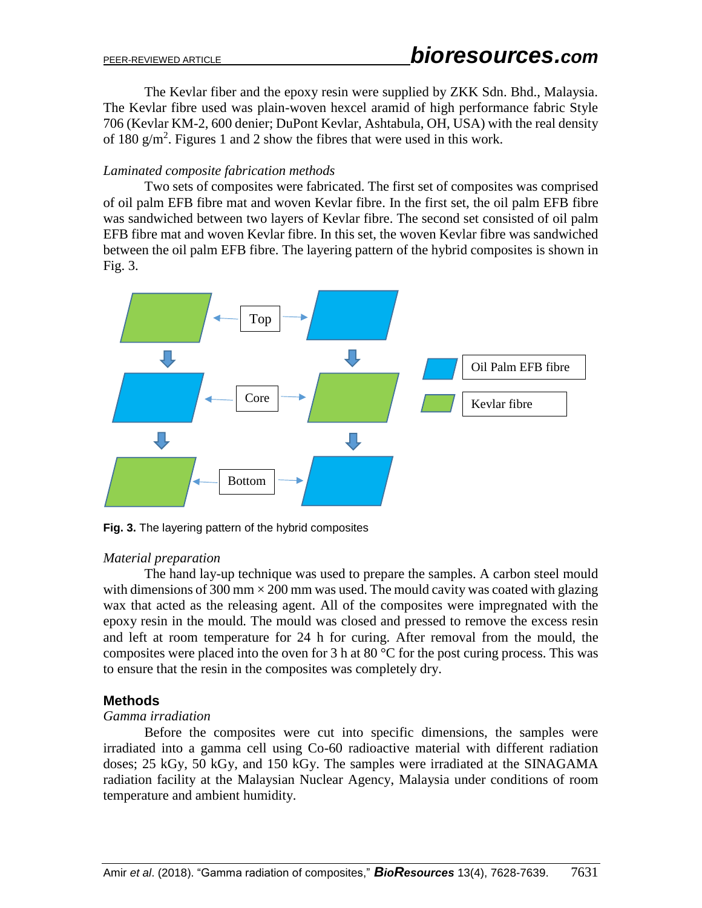The Kevlar fiber and the epoxy resin were supplied by ZKK Sdn. Bhd., Malaysia. The Kevlar fibre used was plain-woven hexcel aramid of high performance fabric Style 706 (Kevlar KM-2, 600 denier; DuPont Kevlar, Ashtabula, OH, USA) with the real density of 180 g/m$^2$. Figures 1 and 2 show the fibres that were used in this work.

*Laminated composite fabrication methods*

Two sets of composites were fabricated. The first set of composites was comprised of oil palm EFB fibre mat and woven Kevlar fibre. In the first set, the oil palm EFB fibre was sandwiched between two layers of Kevlar fibre. The second set consisted of oil palm EFB fibre mat and woven Kevlar fibre. In this set, the woven Kevlar fibre was sandwiched between the oil palm EFB fibre. The layering pattern of the hybrid composites is shown in Fig. 3.

**Fig. 3.** The layering pattern of the hybrid composites

*Material preparation*

The hand lay-up technique was used to prepare the samples. A carbon steel mould with dimensions of 300 mm × 200 mm was used. The mould cavity was coated with glazing wax that acted as the releasing agent. All of the composites were impregnated with the epoxy resin in the mould. The mould was closed and pressed to remove the excess resin and left at room temperature for 24 h for curing. After removal from the mould, the composites were placed into the oven for 3 h at 80 °C for the post curing process. This was to ensure that the resin in the composites was completely dry.

## Methods

*Gamma irradiation*

Before the composites were cut into specific dimensions, the samples were irradiated into a gamma cell using Co-60 radioactive material with different radiation doses; 25 kGy, 50 kGy, and 150 kGy. The samples were irradiated at the SINAGAMA radiation facility at the Malaysian Nuclear Agency, Malaysia under conditions of room temperature and ambient humidity.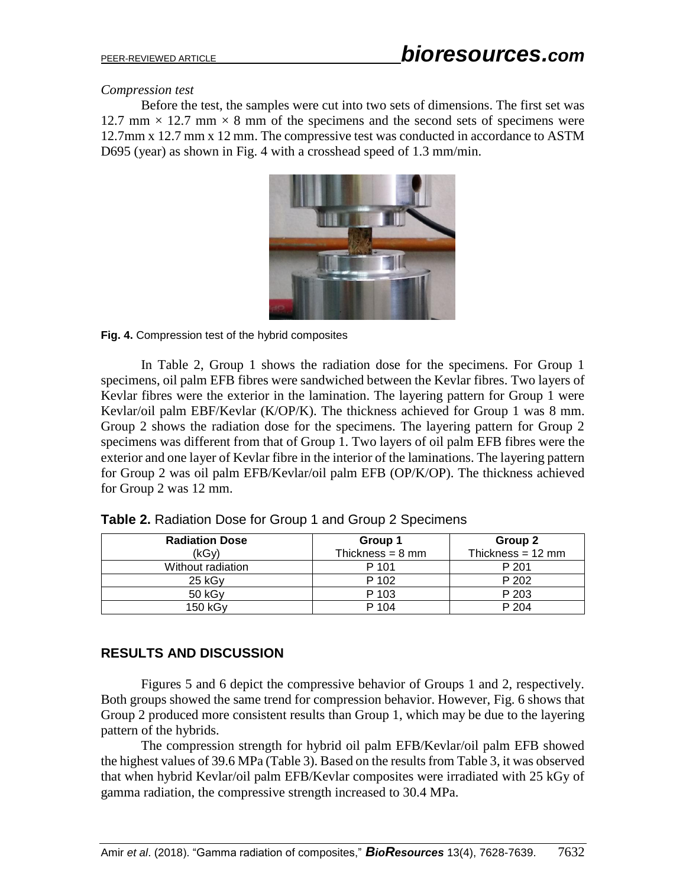*Compression test*

Before the test, the samples were cut into two sets of dimensions. The first set was 12.7 mm × 12.7 mm × 8 mm of the specimens and the second sets of specimens were 12.7mm x 12.7 mm x 12 mm. The compressive test was conducted in accordance to ASTM D695 (year) as shown in Fig. 4 with a crosshead speed of 1.3 mm/min.

**Fig. 4.** Compression test of the hybrid composites

In Table 2, Group 1 shows the radiation dose for the specimens. For Group 1 specimens, oil palm EFB fibres were sandwiched between the Kevlar fibres. Two layers of Kevlar fibres were the exterior in the lamination. The layering pattern for Group 1 were Kevlar/oil palm EBF/Kevlar (K/OP/K). The thickness achieved for Group 1 was 8 mm. Group 2 shows the radiation dose for the specimens. The layering pattern for Group 2 specimens was different from that of Group 1. Two layers of oil palm EFB fibres were the exterior and one layer of Kevlar fibre in the interior of the laminations. The layering pattern for Group 2 was oil palm EFB/Kevlar/oil palm EFB (OP/K/OP). The thickness achieved for Group 2 was 12 mm.

**Table 2.** Radiation Dose for Group 1 and Group 2 Specimens

| Radiation Dose (kGy) | Group 1 Thickness = 8 mm | Group 2 Thickness = 12 mm |
|---|---|---|
| Without radiation | P 101 | P 201 |
| 25 kGy | P 102 | P 202 |
| 50 kGy | P 103 | P 203 |
| 150 kGy | P 104 | P 204 |

## RESULTS AND DISCUSSION

Figures 5 and 6 depict the compressive behavior of Groups 1 and 2, respectively. Both groups showed the same trend for compression behavior. However, Fig. 6 shows that Group 2 produced more consistent results than Group 1, which may be due to the layering pattern of the hybrids.

The compression strength for hybrid oil palm EFB/Kevlar/oil palm EFB showed the highest values of 39.6 MPa (Table 3). Based on the results from Table 3, it was observed that when hybrid Kevlar/oil palm EFB/Kevlar composites were irradiated with 25 kGy of gamma radiation, the compressive strength increased to 30.4 MPa.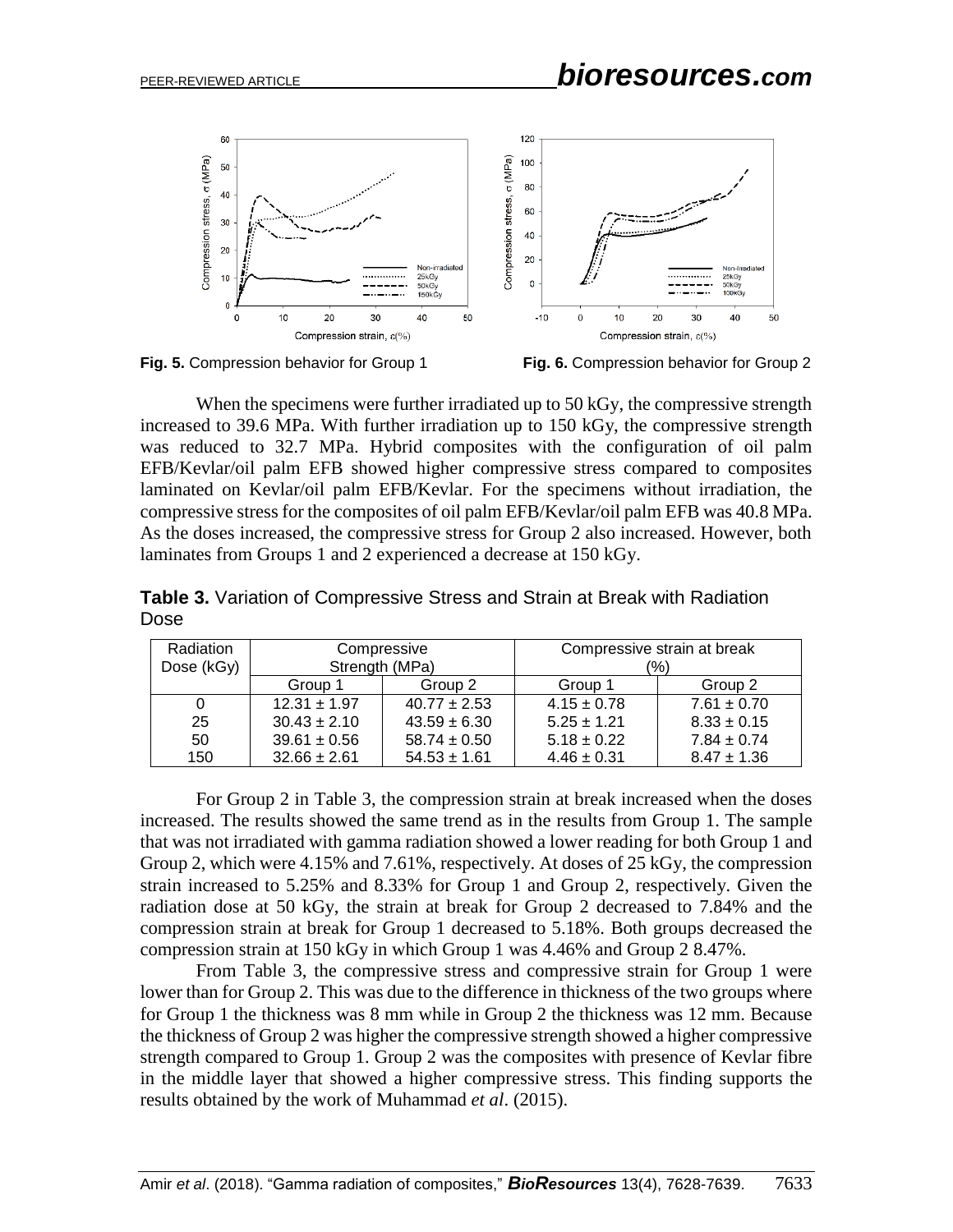**Fig. 5.** Compression behavior for Group 1

**Fig. 6.** Compression behavior for Group 2

When the specimens were further irradiated up to 50 kGy, the compressive strength increased to 39.6 MPa. With further irradiation up to 150 kGy, the compressive strength was reduced to 32.7 MPa. Hybrid composites with the configuration of oil palm EFB/Kevlar/oil palm EFB showed higher compressive stress compared to composites laminated on Kevlar/oil palm EFB/Kevlar. For the specimens without irradiation, the compressive stress for the composites of oil palm EFB/Kevlar/oil palm EFB was 40.8 MPa. As the doses increased, the compressive stress for Group 2 also increased. However, both laminates from Groups 1 and 2 experienced a decrease at 150 kGy.

**Table 3.** Variation of Compressive Stress and Strain at Break with Radiation Dose

| Radiation Dose (kGy) | Compressive Strength (MPa) | | Compressive strain at break (%) | |
|---|---|---|---|---|
| | Group 1 | Group 2 | Group 1 | Group 2 |
| 0 | 12.31 ± 1.97 | 40.77 ± 2.53 | 4.15 ± 0.78 | 7.61 ± 0.70 |
| 25 | 30.43 ± 2.10 | 43.59 ± 6.30 | 5.25 ± 1.21 | 8.33 ± 0.15 |
| 50 | 39.61 ± 0.56 | 58.74 ± 0.50 | 5.18 ± 0.22 | 7.84 ± 0.74 |
| 150 | 32.66 ± 2.61 | 54.53 ± 1.61 | 4.46 ± 0.31 | 8.47 ± 1.36 |

For Group 2 in Table 3, the compression strain at break increased when the doses increased. The results showed the same trend as in the results from Group 1. The sample that was not irradiated with gamma radiation showed a lower reading for both Group 1 and Group 2, which were 4.15% and 7.61%, respectively. At doses of 25 kGy, the compression strain increased to 5.25% and 8.33% for Group 1 and Group 2, respectively. Given the radiation dose at 50 kGy, the strain at break for Group 2 decreased to 7.84% and the compression strain at break for Group 1 decreased to 5.18%. Both groups decreased the compression strain at 150 kGy in which Group 1 was 4.46% and Group 2 8.47%.

From Table 3, the compressive stress and compressive strain for Group 1 were lower than for Group 2. This was due to the difference in thickness of the two groups where for Group 1 the thickness was 8 mm while in Group 2 the thickness was 12 mm. Because the thickness of Group 2 was higher the compressive strength showed a higher compressive strength compared to Group 1. Group 2 was the composites with presence of Kevlar fibre in the middle layer that showed a higher compressive stress. This finding supports the results obtained by the work of Muhammad *et al*. (2015).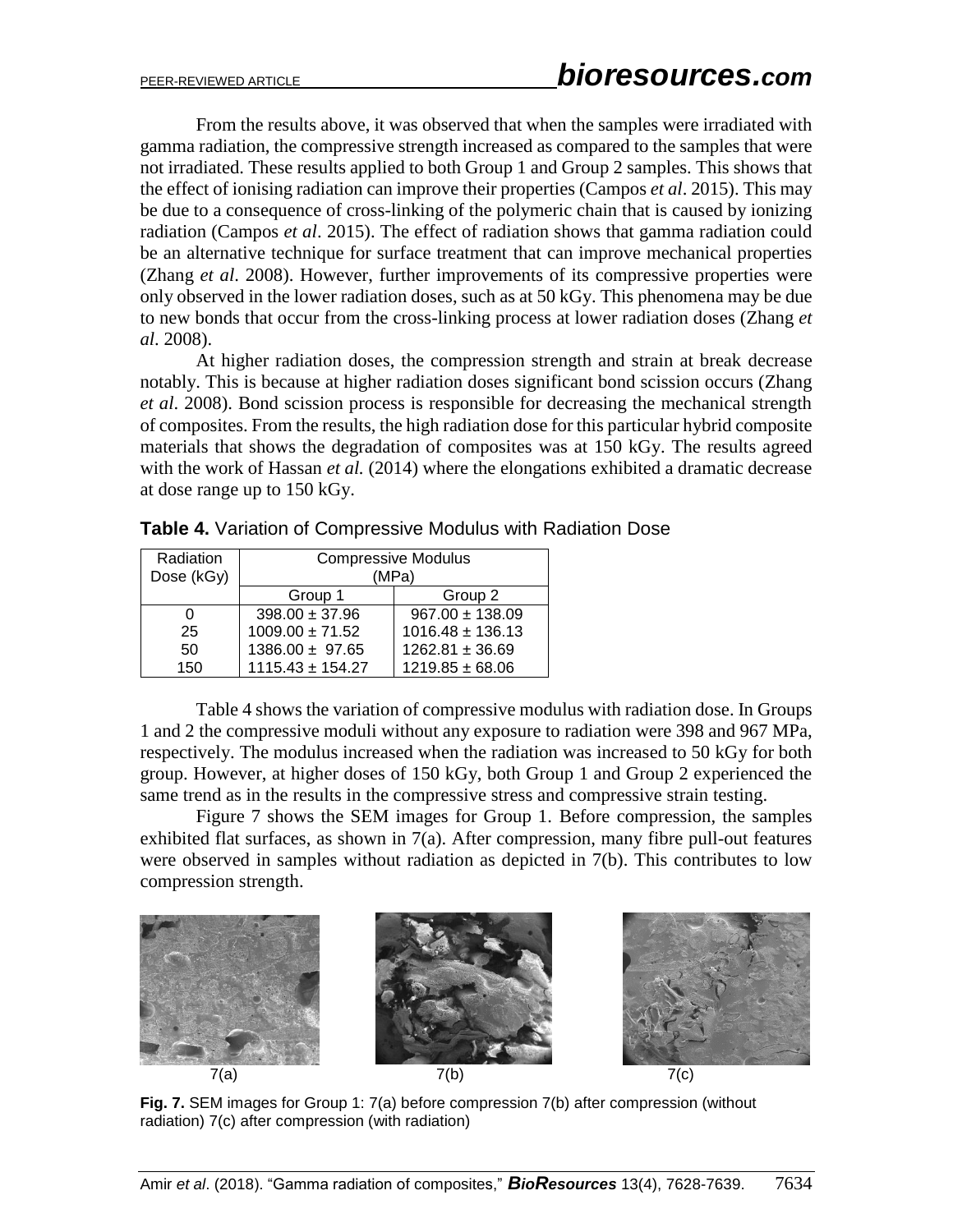From the results above, it was observed that when the samples were irradiated with gamma radiation, the compressive strength increased as compared to the samples that were not irradiated. These results applied to both Group 1 and Group 2 samples. This shows that the effect of ionising radiation can improve their properties (Campos *et al*. 2015). This may be due to a consequence of cross-linking of the polymeric chain that is caused by ionizing radiation (Campos *et al*. 2015). The effect of radiation shows that gamma radiation could be an alternative technique for surface treatment that can improve mechanical properties (Zhang *et al*. 2008). However, further improvements of its compressive properties were only observed in the lower radiation doses, such as at 50 kGy. This phenomena may be due to new bonds that occur from the cross-linking process at lower radiation doses (Zhang *et al*. 2008).

At higher radiation doses, the compression strength and strain at break decrease notably. This is because at higher radiation doses significant bond scission occurs (Zhang *et al*. 2008). Bond scission process is responsible for decreasing the mechanical strength of composites. From the results, the high radiation dose for this particular hybrid composite materials that shows the degradation of composites was at 150 kGy. The results agreed with the work of Hassan *et al.* (2014) where the elongations exhibited a dramatic decrease at dose range up to 150 kGy.

**Table 4.** Variation of Compressive Modulus with Radiation Dose

| Radiation Dose (kGy) | Compressive Modulus (MPa) | |
|---|---|---|
| | Group 1 | Group 2 |
| 0 | 398.00 ± 37.96 | 967.00 ± 138.09 |
| 25 | 1009.00 ± 71.52 | 1016.48 ± 136.13 |
| 50 | 1386.00 ± 97.65 | 1262.81 ± 36.69 |
| 150 | 1115.43 ± 154.27 | 1219.85 ± 68.06 |

Table 4 shows the variation of compressive modulus with radiation dose. In Groups 1 and 2 the compressive moduli without any exposure to radiation were 398 and 967 MPa, respectively. The modulus increased when the radiation was increased to 50 kGy for both group. However, at higher doses of 150 kGy, both Group 1 and Group 2 experienced the same trend as in the results in the compressive stress and compressive strain testing.

Figure 7 shows the SEM images for Group 1. Before compression, the samples exhibited flat surfaces, as shown in 7(a). After compression, many fibre pull-out features were observed in samples without radiation as depicted in 7(b). This contributes to low compression strength.

7(a) 7(b) 7(c)

**Fig. 7.** SEM images for Group 1: 7(a) before compression 7(b) after compression (without radiation) 7(c) after compression (with radiation)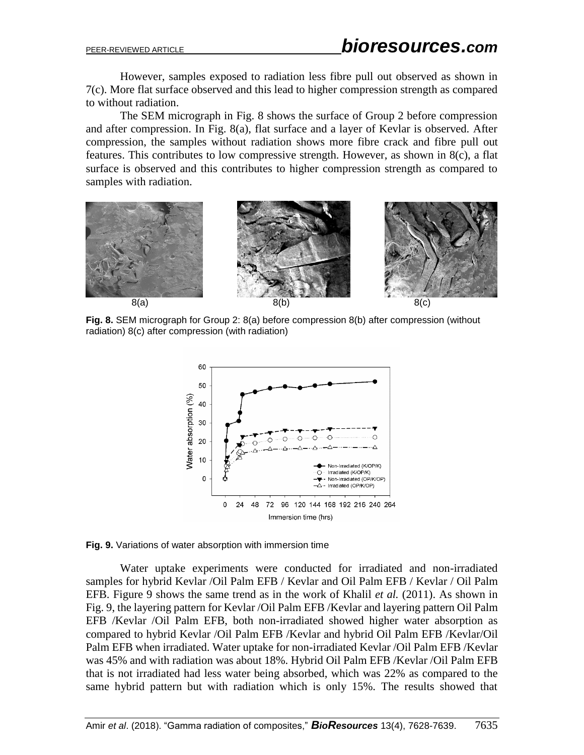However, samples exposed to radiation less fibre pull out observed as shown in 7(c). More flat surface observed and this lead to higher compression strength as compared to without radiation.

The SEM micrograph in Fig. 8 shows the surface of Group 2 before compression and after compression. In Fig. 8(a), flat surface and a layer of Kevlar is observed. After compression, the samples without radiation shows more fibre crack and fibre pull out features. This contributes to low compressive strength. However, as shown in 8(c), a flat surface is observed and this contributes to higher compression strength as compared to samples with radiation.

8(a) 8(b) 8(c)

**Fig. 8.** SEM micrograph for Group 2: 8(a) before compression 8(b) after compression (without radiation) 8(c) after compression (with radiation)

**Fig. 9.** Variations of water absorption with immersion time

Water uptake experiments were conducted for irradiated and non-irradiated samples for hybrid Kevlar /Oil Palm EFB / Kevlar and Oil Palm EFB / Kevlar / Oil Palm EFB. Figure 9 shows the same trend as in the work of Khalil *et al.* (2011). As shown in Fig. 9, the layering pattern for Kevlar /Oil Palm EFB /Kevlar and layering pattern Oil Palm EFB /Kevlar /Oil Palm EFB, both non-irradiated showed higher water absorption as compared to hybrid Kevlar /Oil Palm EFB /Kevlar and hybrid Oil Palm EFB /Kevlar/Oil Palm EFB when irradiated. Water uptake for non-irradiated Kevlar /Oil Palm EFB /Kevlar was 45% and with radiation was about 18%. Hybrid Oil Palm EFB /Kevlar /Oil Palm EFB that is not irradiated had less water being absorbed, which was 22% as compared to the same hybrid pattern but with radiation which is only 15%. The results showed that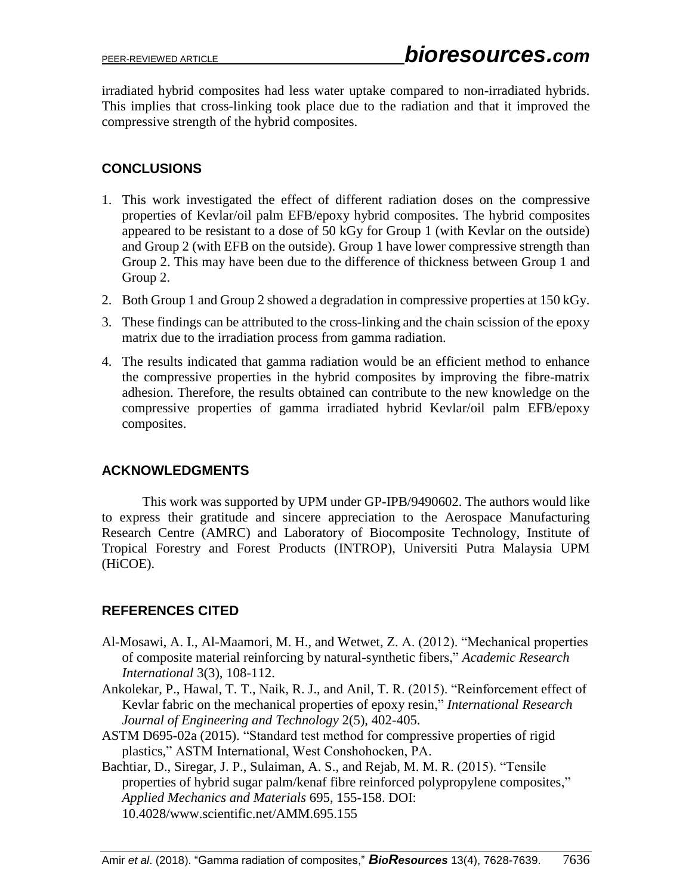irradiated hybrid composites had less water uptake compared to non-irradiated hybrids. This implies that cross-linking took place due to the radiation and that it improved the compressive strength of the hybrid composites.

## CONCLUSIONS

1. This work investigated the effect of different radiation doses on the compressive properties of Kevlar/oil palm EFB/epoxy hybrid composites. The hybrid composites appeared to be resistant to a dose of 50 kGy for Group 1 (with Kevlar on the outside) and Group 2 (with EFB on the outside). Group 1 have lower compressive strength than Group 2. This may have been due to the difference of thickness between Group 1 and Group 2.
2. Both Group 1 and Group 2 showed a degradation in compressive properties at 150 kGy.
3. These findings can be attributed to the cross-linking and the chain scission of the epoxy matrix due to the irradiation process from gamma radiation.
4. The results indicated that gamma radiation would be an efficient method to enhance the compressive properties in the hybrid composites by improving the fibre-matrix adhesion. Therefore, the results obtained can contribute to the new knowledge on the compressive properties of gamma irradiated hybrid Kevlar/oil palm EFB/epoxy composites.

## ACKNOWLEDGMENTS

This work was supported by UPM under GP-IPB/9490602. The authors would like to express their gratitude and sincere appreciation to the Aerospace Manufacturing Research Centre (AMRC) and Laboratory of Biocomposite Technology, Institute of Tropical Forestry and Forest Products (INTROP), Universiti Putra Malaysia UPM (HiCOE).

## REFERENCES CITED

Al-Mosawi, A. I., Al-Maamori, M. H., and Wetwet, Z. A. (2012). "Mechanical properties of composite material reinforcing by natural-synthetic fibers," *Academic Research International* 3(3), 108-112.

Ankolekar, P., Hawal, T. T., Naik, R. J., and Anil, T. R. (2015). "Reinforcement effect of Kevlar fabric on the mechanical properties of epoxy resin," *International Research Journal of Engineering and Technology* 2(5), 402-405.

ASTM D695-02a (2015). "Standard test method for compressive properties of rigid plastics," ASTM International, West Conshohocken, PA.

Bachtiar, D., Siregar, J. P., Sulaiman, A. S., and Rejab, M. M. R. (2015). "Tensile properties of hybrid sugar palm/kenaf fibre reinforced polypropylene composites," *Applied Mechanics and Materials* 695, 155-158. DOI: 10.4028/www.scientific.net/AMM.695.155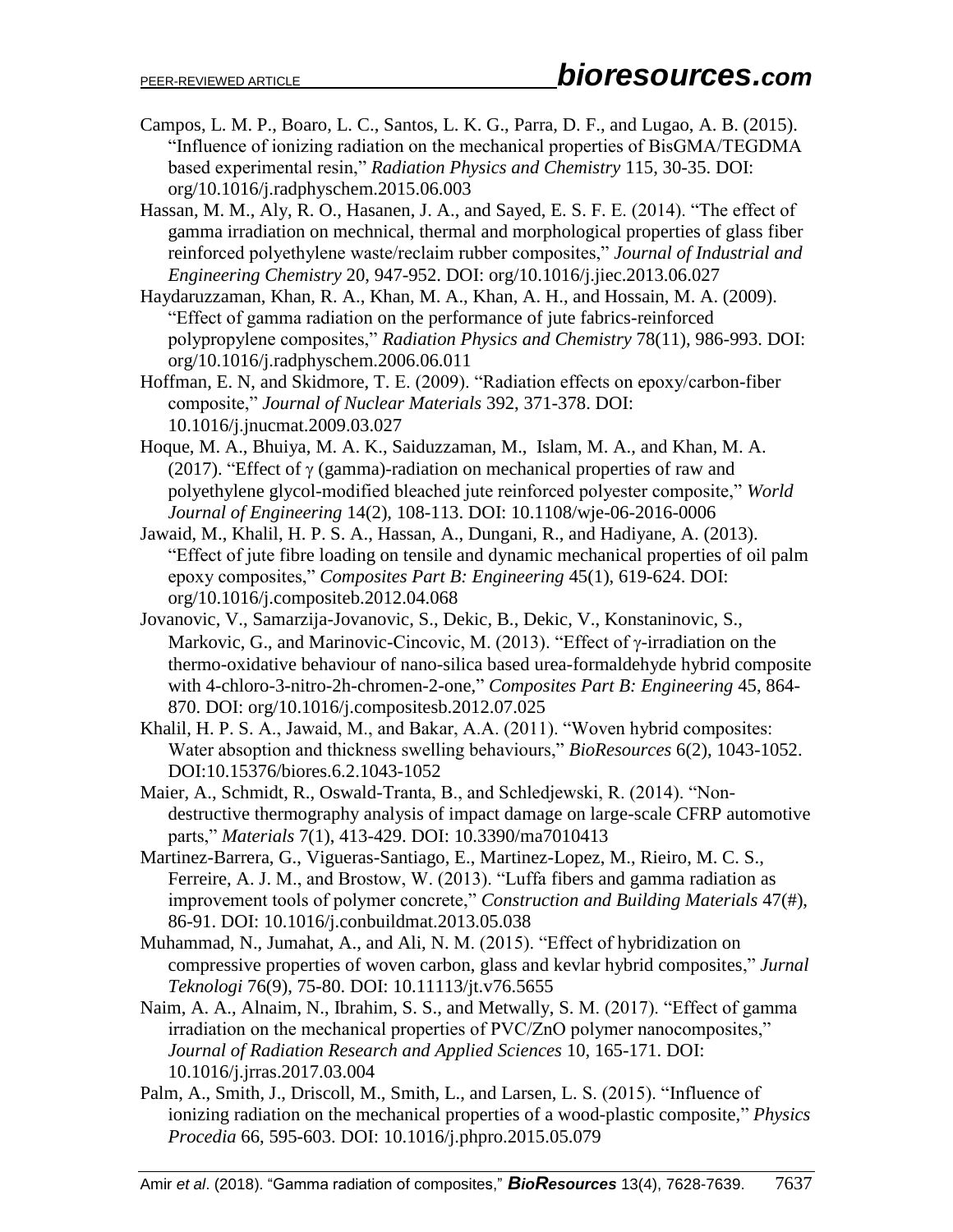Campos, L. M. P., Boaro, L. C., Santos, L. K. G., Parra, D. F., and Lugao, A. B. (2015). "Influence of ionizing radiation on the mechanical properties of BisGMA/TEGDMA based experimental resin," *Radiation Physics and Chemistry* 115, 30-35. DOI: org/10.1016/j.radphyschem.2015.06.003

Hassan, M. M., Aly, R. O., Hasanen, J. A., and Sayed, E. S. F. E. (2014). "The effect of gamma irradiation on mechnical, thermal and morphological properties of glass fiber reinforced polyethylene waste/reclaim rubber composites," *Journal of Industrial and Engineering Chemistry* 20, 947-952. DOI: org/10.1016/j.jiec.2013.06.027

Haydaruzzaman, Khan, R. A., Khan, M. A., Khan, A. H., and Hossain, M. A. (2009). "Effect of gamma radiation on the performance of jute fabrics-reinforced polypropylene composites," *Radiation Physics and Chemistry* 78(11), 986-993. DOI: org/10.1016/j.radphyschem.2006.06.011

Hoffman, E. N, and Skidmore, T. E. (2009). "Radiation effects on epoxy/carbon-fiber composite," *Journal of Nuclear Materials* 392, 371-378. DOI: 10.1016/j.jnucmat.2009.03.027

Hoque, M. A., Bhuiya, M. A. K., Saiduzzaman, M., Islam, M. A., and Khan, M. A. (2017). "Effect of γ (gamma)-radiation on mechanical properties of raw and polyethylene glycol-modified bleached jute reinforced polyester composite," *World Journal of Engineering* 14(2), 108-113. DOI: 10.1108/wje-06-2016-0006

Jawaid, M., Khalil, H. P. S. A., Hassan, A., Dungani, R., and Hadiyane, A. (2013). "Effect of jute fibre loading on tensile and dynamic mechanical properties of oil palm epoxy composites," *Composites Part B: Engineering* 45(1), 619-624. DOI: org/10.1016/j.compositeb.2012.04.068

Jovanovic, V., Samarzija-Jovanovic, S., Dekic, B., Dekic, V., Konstaninovic, S., Markovic, G., and Marinovic-Cincovic, M. (2013). "Effect of γ-irradiation on the thermo-oxidative behaviour of nano-silica based urea-formaldehyde hybrid composite with 4-chloro-3-nitro-2h-chromen-2-one," *Composites Part B: Engineering* 45, 864-870. DOI: org/10.1016/j.compositesb.2012.07.025

Khalil, H. P. S. A., Jawaid, M., and Bakar, A.A. (2011). "Woven hybrid composites: Water absoption and thickness swelling behaviours," *BioResources* 6(2), 1043-1052. DOI:10.15376/biores.6.2.1043-1052

Maier, A., Schmidt, R., Oswald-Tranta, B., and Schledjewski, R. (2014). "Non-destructive thermography analysis of impact damage on large-scale CFRP automotive parts," *Materials* 7(1), 413-429. DOI: 10.3390/ma7010413

Martinez-Barrera, G., Vigueras-Santiago, E., Martinez-Lopez, M., Rieiro, M. C. S., Ferreire, A. J. M., and Brostow, W. (2013). "Luffa fibers and gamma radiation as improvement tools of polymer concrete," *Construction and Building Materials* 47(#), 86-91. DOI: 10.1016/j.conbuildmat.2013.05.038

Muhammad, N., Jumahat, A., and Ali, N. M. (2015). "Effect of hybridization on compressive properties of woven carbon, glass and kevlar hybrid composites," *Jurnal Teknologi* 76(9), 75-80. DOI: 10.11113/jt.v76.5655

Naim, A. A., Alnaim, N., Ibrahim, S. S., and Metwally, S. M. (2017). "Effect of gamma irradiation on the mechanical properties of PVC/ZnO polymer nanocomposites," *Journal of Radiation Research and Applied Sciences* 10, 165-171. DOI: 10.1016/j.jrras.2017.03.004

Palm, A., Smith, J., Driscoll, M., Smith, L., and Larsen, L. S. (2015). "Influence of ionizing radiation on the mechanical properties of a wood-plastic composite," *Physics Procedia* 66, 595-603. DOI: 10.1016/j.phpro.2015.05.079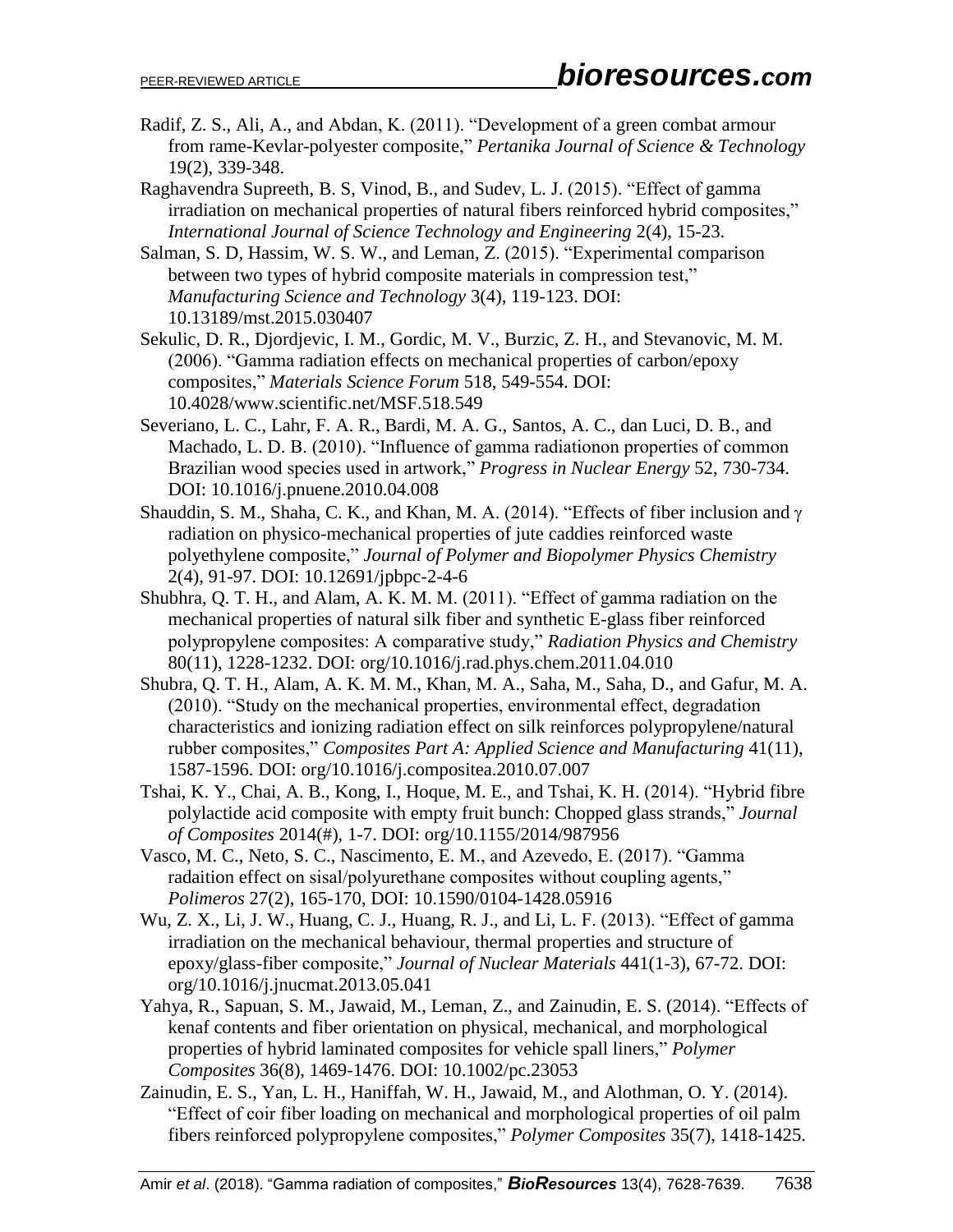Radif, Z. S., Ali, A., and Abdan, K. (2011). "Development of a green combat armour from rame-Kevlar-polyester composite," *Pertanika Journal of Science & Technology* 19(2), 339-348.

Raghavendra Supreeth, B. S, Vinod, B., and Sudev, L. J. (2015). "Effect of gamma irradiation on mechanical properties of natural fibers reinforced hybrid composites," *International Journal of Science Technology and Engineering* 2(4), 15-23.

Salman, S. D, Hassim, W. S. W., and Leman, Z. (2015). "Experimental comparison between two types of hybrid composite materials in compression test," *Manufacturing Science and Technology* 3(4), 119-123. DOI: 10.13189/mst.2015.030407

Sekulic, D. R., Djordjevic, I. M., Gordic, M. V., Burzic, Z. H., and Stevanovic, M. M. (2006). "Gamma radiation effects on mechanical properties of carbon/epoxy composites," *Materials Science Forum* 518, 549-554. DOI: 10.4028/www.scientific.net/MSF.518.549

Severiano, L. C., Lahr, F. A. R., Bardi, M. A. G., Santos, A. C., dan Luci, D. B., and Machado, L. D. B. (2010). "Influence of gamma radiationon properties of common Brazilian wood species used in artwork," *Progress in Nuclear Energy* 52, 730-734. DOI: 10.1016/j.pnuene.2010.04.008

Shauddin, S. M., Shaha, C. K., and Khan, M. A. (2014). "Effects of fiber inclusion and γ radiation on physico-mechanical properties of jute caddies reinforced waste polyethylene composite," *Journal of Polymer and Biopolymer Physics Chemistry* 2(4), 91-97. DOI: 10.12691/jpbpc-2-4-6

Shubhra, Q. T. H., and Alam, A. K. M. M. (2011). "Effect of gamma radiation on the mechanical properties of natural silk fiber and synthetic E-glass fiber reinforced polypropylene composites: A comparative study," *Radiation Physics and Chemistry* 80(11), 1228-1232. DOI: org/10.1016/j.rad.phys.chem.2011.04.010

Shubra, Q. T. H., Alam, A. K. M. M., Khan, M. A., Saha, M., Saha, D., and Gafur, M. A. (2010). "Study on the mechanical properties, environmental effect, degradation characteristics and ionizing radiation effect on silk reinforces polypropylene/natural rubber composites," *Composites Part A: Applied Science and Manufacturing* 41(11), 1587-1596. DOI: org/10.1016/j.compositea.2010.07.007

Tshai, K. Y., Chai, A. B., Kong, I., Hoque, M. E., and Tshai, K. H. (2014). "Hybrid fibre polylactide acid composite with empty fruit bunch: Chopped glass strands," *Journal of Composites* 2014(#), 1-7. DOI: org/10.1155/2014/987956

Vasco, M. C., Neto, S. C., Nascimento, E. M., and Azevedo, E. (2017). "Gamma radaition effect on sisal/polyurethane composites without coupling agents," *Polimeros* 27(2), 165-170, DOI: 10.1590/0104-1428.05916

Wu, Z. X., Li, J. W., Huang, C. J., Huang, R. J., and Li, L. F. (2013). "Effect of gamma irradiation on the mechanical behaviour, thermal properties and structure of epoxy/glass-fiber composite," *Journal of Nuclear Materials* 441(1-3), 67-72. DOI: org/10.1016/j.jnucmat.2013.05.041

Yahya, R., Sapuan, S. M., Jawaid, M., Leman, Z., and Zainudin, E. S. (2014). "Effects of kenaf contents and fiber orientation on physical, mechanical, and morphological properties of hybrid laminated composites for vehicle spall liners," *Polymer Composites* 36(8), 1469-1476. DOI: 10.1002/pc.23053

Zainudin, E. S., Yan, L. H., Haniffah, W. H., Jawaid, M., and Alothman, O. Y. (2014). "Effect of coir fiber loading on mechanical and morphological properties of oil palm fibers reinforced polypropylene composites," *Polymer Composites* 35(7), 1418-1425.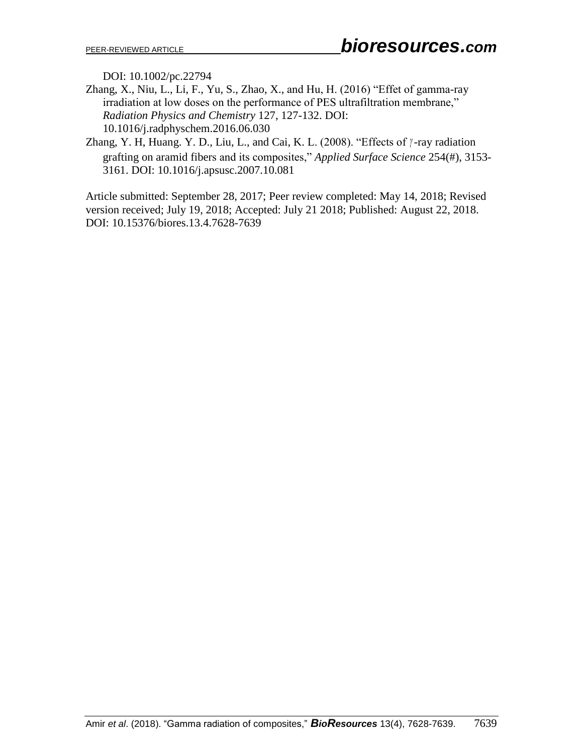DOI: 10.1002/pc.22794

Zhang, X., Niu, L., Li, F., Yu, S., Zhao, X., and Hu, H. (2016) "Effet of gamma-ray irradiation at low doses on the performance of PES ultrafiltration membrane," *Radiation Physics and Chemistry* 127, 127-132. DOI: 10.1016/j.radphyschem.2016.06.030

Zhang, Y. H, Huang. Y. D., Liu, L., and Cai, K. L. (2008). "Effects of $\gamma$-ray radiation grafting on aramid fibers and its composites," *Applied Surface Science* 254(#), 3153-3161. DOI: 10.1016/j.apsusc.2007.10.081

Article submitted: September 28, 2017; Peer review completed: May 14, 2018; Revised version received; July 19, 2018; Accepted: July 21 2018; Published: August 22, 2018. DOI: 10.15376/biores.13.4.7628-7639